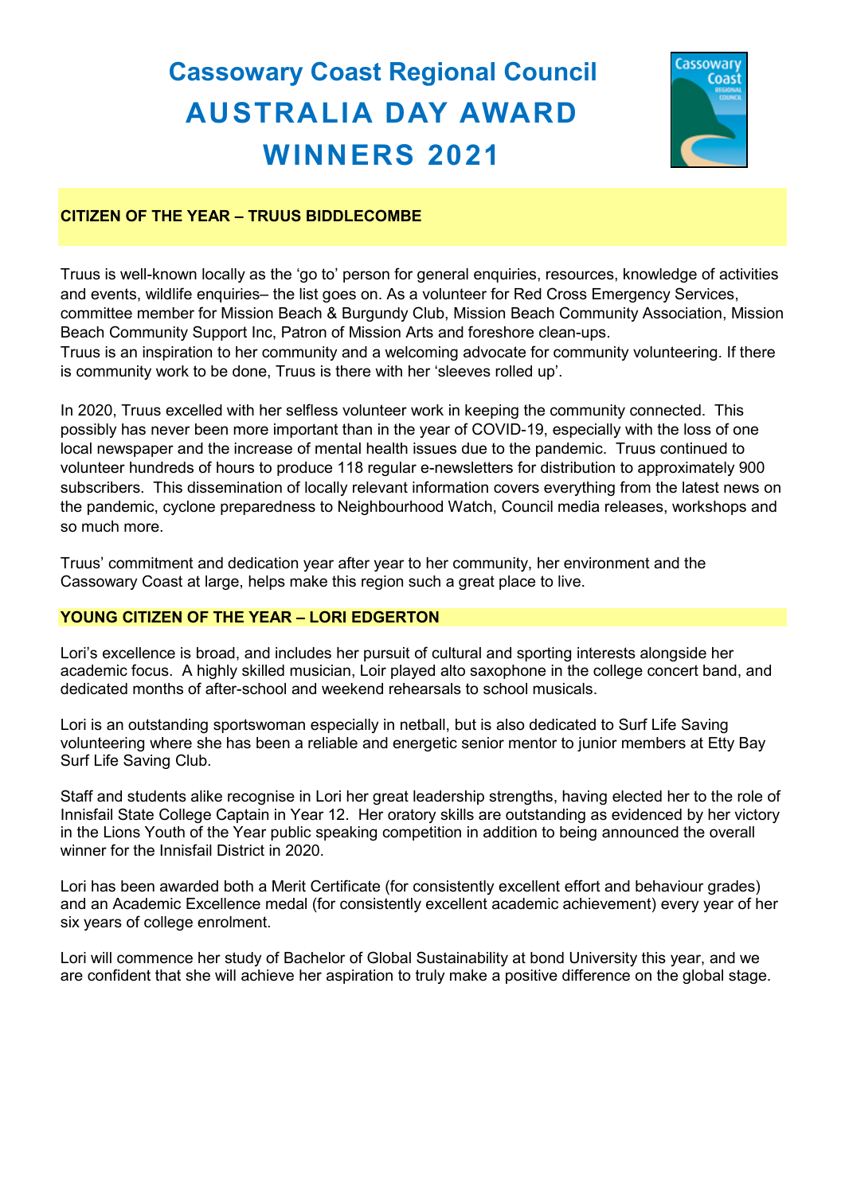# Cassowary Coast Regional Council
# AUSTRALIA DAY AWARD WINNERS 2021

## CITIZEN OF THE YEAR – TRUUS BIDDLECOMBE

Truus is well-known locally as the 'go to' person for general enquiries, resources, knowledge of activities and events, wildlife enquiries– the list goes on. As a volunteer for Red Cross Emergency Services, committee member for Mission Beach & Burgundy Club, Mission Beach Community Association, Mission Beach Community Support Inc, Patron of Mission Arts and foreshore clean-ups.
Truus is an inspiration to her community and a welcoming advocate for community volunteering. If there is community work to be done, Truus is there with her 'sleeves rolled up'.

In 2020, Truus excelled with her selfless volunteer work in keeping the community connected. This possibly has never been more important than in the year of COVID-19, especially with the loss of one local newspaper and the increase of mental health issues due to the pandemic. Truus continued to volunteer hundreds of hours to produce 118 regular e-newsletters for distribution to approximately 900 subscribers. This dissemination of locally relevant information covers everything from the latest news on the pandemic, cyclone preparedness to Neighbourhood Watch, Council media releases, workshops and so much more.

Truus' commitment and dedication year after year to her community, her environment and the Cassowary Coast at large, helps make this region such a great place to live.

## YOUNG CITIZEN OF THE YEAR – LORI EDGERTON

Lori's excellence is broad, and includes her pursuit of cultural and sporting interests alongside her academic focus. A highly skilled musician, Loir played alto saxophone in the college concert band, and dedicated months of after-school and weekend rehearsals to school musicals.

Lori is an outstanding sportswoman especially in netball, but is also dedicated to Surf Life Saving volunteering where she has been a reliable and energetic senior mentor to junior members at Etty Bay Surf Life Saving Club.

Staff and students alike recognise in Lori her great leadership strengths, having elected her to the role of Innisfail State College Captain in Year 12. Her oratory skills are outstanding as evidenced by her victory in the Lions Youth of the Year public speaking competition in addition to being announced the overall winner for the Innisfail District in 2020.

Lori has been awarded both a Merit Certificate (for consistently excellent effort and behaviour grades) and an Academic Excellence medal (for consistently excellent academic achievement) every year of her six years of college enrolment.

Lori will commence her study of Bachelor of Global Sustainability at bond University this year, and we are confident that she will achieve her aspiration to truly make a positive difference on the global stage.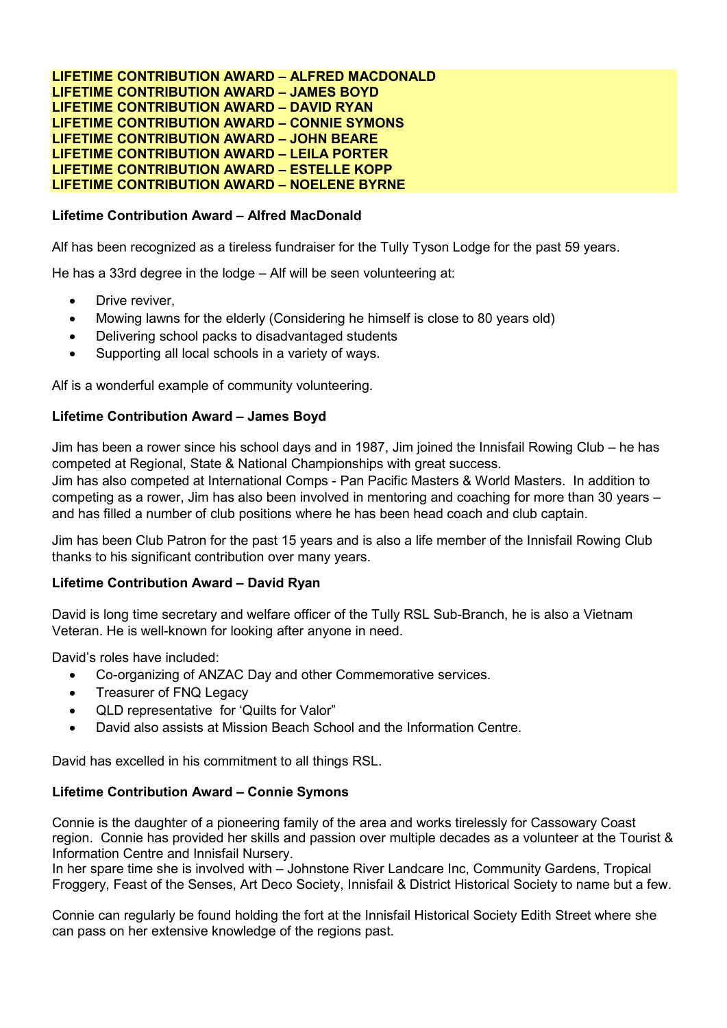**LIFETIME CONTRIBUTION AWARD – ALFRED MACDONALD**
**LIFETIME CONTRIBUTION AWARD – JAMES BOYD**
**LIFETIME CONTRIBUTION AWARD – DAVID RYAN**
**LIFETIME CONTRIBUTION AWARD – CONNIE SYMONS**
**LIFETIME CONTRIBUTION AWARD – JOHN BEARE**
**LIFETIME CONTRIBUTION AWARD – LEILA PORTER**
**LIFETIME CONTRIBUTION AWARD – ESTELLE KOPP**
**LIFETIME CONTRIBUTION AWARD – NOELENE BYRNE**

**Lifetime Contribution Award – Alfred MacDonald**

Alf has been recognized as a tireless fundraiser for the Tully Tyson Lodge for the past 59 years.

He has a 33rd degree in the lodge – Alf will be seen volunteering at:

- Drive reviver,
- Mowing lawns for the elderly (Considering he himself is close to 80 years old)
- Delivering school packs to disadvantaged students
- Supporting all local schools in a variety of ways.

Alf is a wonderful example of community volunteering.

**Lifetime Contribution Award – James Boyd**

Jim has been a rower since his school days and in 1987, Jim joined the Innisfail Rowing Club – he has competed at Regional, State & National Championships with great success.
Jim has also competed at International Comps - Pan Pacific Masters & World Masters. In addition to competing as a rower, Jim has also been involved in mentoring and coaching for more than 30 years – and has filled a number of club positions where he has been head coach and club captain.

Jim has been Club Patron for the past 15 years and is also a life member of the Innisfail Rowing Club thanks to his significant contribution over many years.

**Lifetime Contribution Award – David Ryan**

David is long time secretary and welfare officer of the Tully RSL Sub-Branch, he is also a Vietnam Veteran. He is well-known for looking after anyone in need.

David's roles have included:

- Co-organizing of ANZAC Day and other Commemorative services.
- Treasurer of FNQ Legacy
- QLD representative for 'Quilts for Valor"
- David also assists at Mission Beach School and the Information Centre.

David has excelled in his commitment to all things RSL.

**Lifetime Contribution Award – Connie Symons**

Connie is the daughter of a pioneering family of the area and works tirelessly for Cassowary Coast region. Connie has provided her skills and passion over multiple decades as a volunteer at the Tourist & Information Centre and Innisfail Nursery.
In her spare time she is involved with – Johnstone River Landcare Inc, Community Gardens, Tropical Froggery, Feast of the Senses, Art Deco Society, Innisfail & District Historical Society to name but a few.

Connie can regularly be found holding the fort at the Innisfail Historical Society Edith Street where she can pass on her extensive knowledge of the regions past.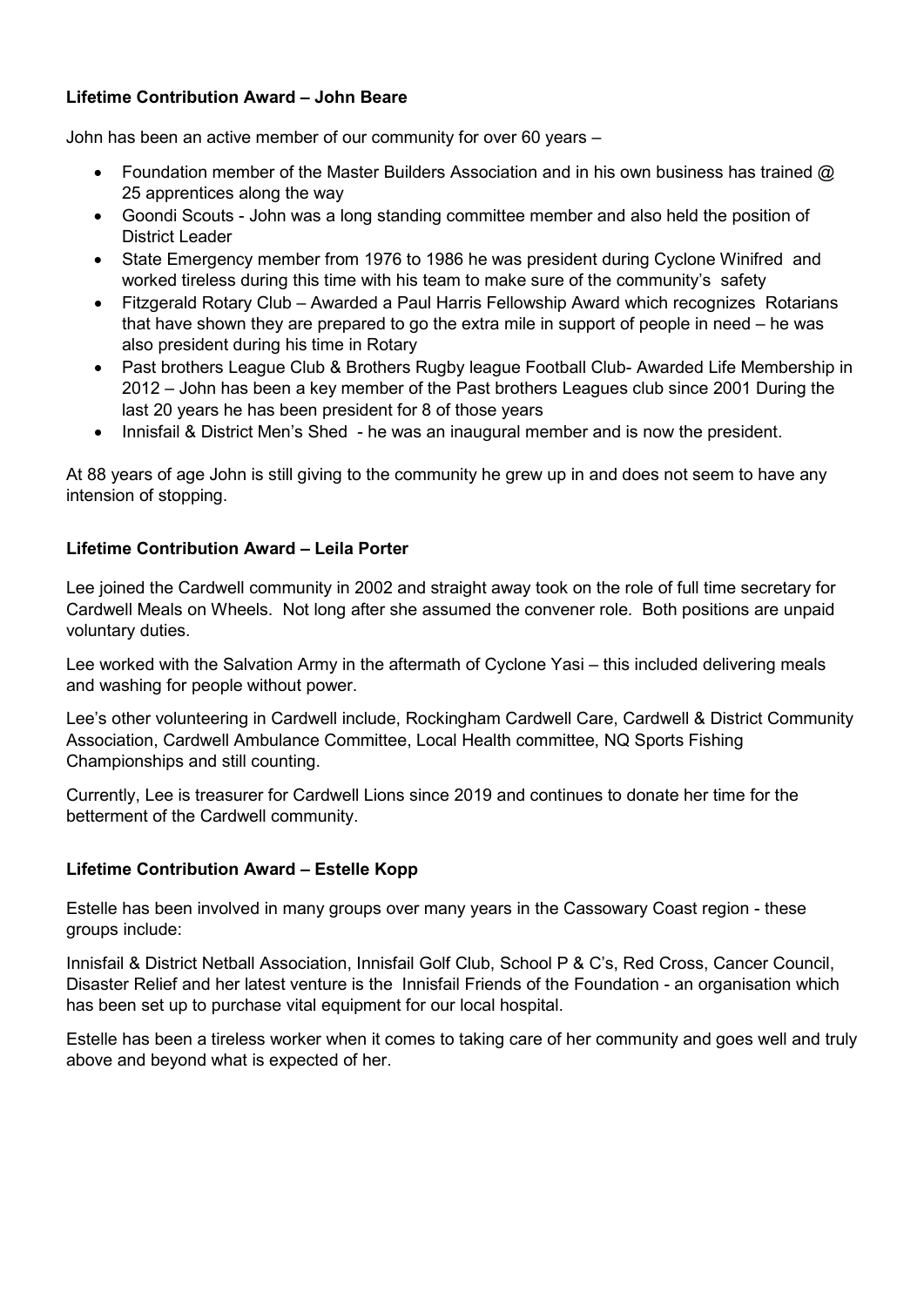**Lifetime Contribution Award – John Beare**

John has been an active member of our community for over 60 years –

- Foundation member of the Master Builders Association and in his own business has trained @ 25 apprentices along the way
- Goondi Scouts - John was a long standing committee member and also held the position of District Leader
- State Emergency member from 1976 to 1986 he was president during Cyclone Winifred and worked tireless during this time with his team to make sure of the community's safety
- Fitzgerald Rotary Club – Awarded a Paul Harris Fellowship Award which recognizes Rotarians that have shown they are prepared to go the extra mile in support of people in need – he was also president during his time in Rotary
- Past brothers League Club & Brothers Rugby league Football Club- Awarded Life Membership in 2012 – John has been a key member of the Past brothers Leagues club since 2001 During the last 20 years he has been president for 8 of those years
- Innisfail & District Men's Shed - he was an inaugural member and is now the president.

At 88 years of age John is still giving to the community he grew up in and does not seem to have any intension of stopping.

**Lifetime Contribution Award – Leila Porter**

Lee joined the Cardwell community in 2002 and straight away took on the role of full time secretary for Cardwell Meals on Wheels. Not long after she assumed the convener role. Both positions are unpaid voluntary duties.

Lee worked with the Salvation Army in the aftermath of Cyclone Yasi – this included delivering meals and washing for people without power.

Lee's other volunteering in Cardwell include, Rockingham Cardwell Care, Cardwell & District Community Association, Cardwell Ambulance Committee, Local Health committee, NQ Sports Fishing Championships and still counting.

Currently, Lee is treasurer for Cardwell Lions since 2019 and continues to donate her time for the betterment of the Cardwell community.

**Lifetime Contribution Award – Estelle Kopp**

Estelle has been involved in many groups over many years in the Cassowary Coast region - these groups include:

Innisfail & District Netball Association, Innisfail Golf Club, School P & C's, Red Cross, Cancer Council, Disaster Relief and her latest venture is the Innisfail Friends of the Foundation - an organisation which has been set up to purchase vital equipment for our local hospital.

Estelle has been a tireless worker when it comes to taking care of her community and goes well and truly above and beyond what is expected of her.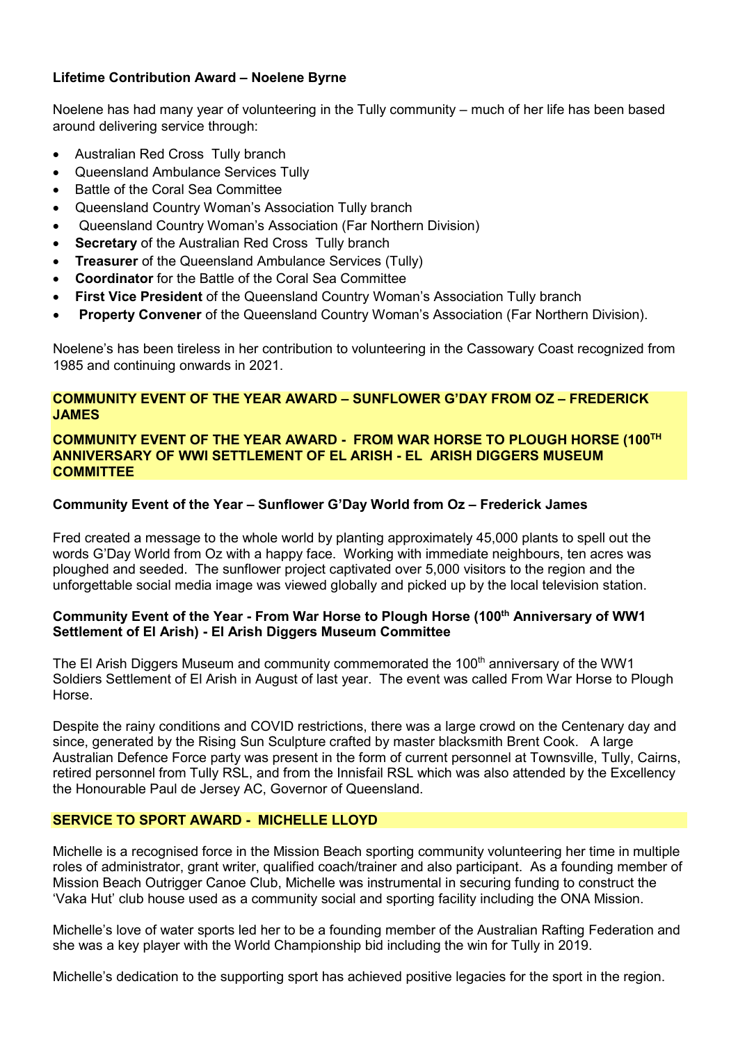**Lifetime Contribution Award – Noelene Byrne**

Noelene has had many year of volunteering in the Tully community – much of her life has been based around delivering service through:

- Australian Red Cross Tully branch
- Queensland Ambulance Services Tully
- Battle of the Coral Sea Committee
- Queensland Country Woman's Association Tully branch
- Queensland Country Woman's Association (Far Northern Division)
- **Secretary** of the Australian Red Cross Tully branch
- **Treasurer** of the Queensland Ambulance Services (Tully)
- **Coordinator** for the Battle of the Coral Sea Committee
- **First Vice President** of the Queensland Country Woman's Association Tully branch
- **Property Convener** of the Queensland Country Woman's Association (Far Northern Division).

Noelene's has been tireless in her contribution to volunteering in the Cassowary Coast recognized from 1985 and continuing onwards in 2021.

**COMMUNITY EVENT OF THE YEAR AWARD – SUNFLOWER G'DAY FROM OZ – FREDERICK JAMES**

**COMMUNITY EVENT OF THE YEAR AWARD - FROM WAR HORSE TO PLOUGH HORSE (100TH ANNIVERSARY OF WWI SETTLEMENT OF EL ARISH - EL ARISH DIGGERS MUSEUM COMMITTEE**

**Community Event of the Year – Sunflower G'Day World from Oz – Frederick James**

Fred created a message to the whole world by planting approximately 45,000 plants to spell out the words G'Day World from Oz with a happy face. Working with immediate neighbours, ten acres was ploughed and seeded. The sunflower project captivated over 5,000 visitors to the region and the unforgettable social media image was viewed globally and picked up by the local television station.

**Community Event of the Year - From War Horse to Plough Horse (100th Anniversary of WW1 Settlement of El Arish) - El Arish Diggers Museum Committee**

The El Arish Diggers Museum and community commemorated the 100th anniversary of the WW1 Soldiers Settlement of El Arish in August of last year. The event was called From War Horse to Plough Horse.

Despite the rainy conditions and COVID restrictions, there was a large crowd on the Centenary day and since, generated by the Rising Sun Sculpture crafted by master blacksmith Brent Cook. A large Australian Defence Force party was present in the form of current personnel at Townsville, Tully, Cairns, retired personnel from Tully RSL, and from the Innisfail RSL which was also attended by the Excellency the Honourable Paul de Jersey AC, Governor of Queensland.

**SERVICE TO SPORT AWARD - MICHELLE LLOYD**

Michelle is a recognised force in the Mission Beach sporting community volunteering her time in multiple roles of administrator, grant writer, qualified coach/trainer and also participant. As a founding member of Mission Beach Outrigger Canoe Club, Michelle was instrumental in securing funding to construct the 'Vaka Hut' club house used as a community social and sporting facility including the ONA Mission.

Michelle's love of water sports led her to be a founding member of the Australian Rafting Federation and she was a key player with the World Championship bid including the win for Tully in 2019.

Michelle's dedication to the supporting sport has achieved positive legacies for the sport in the region.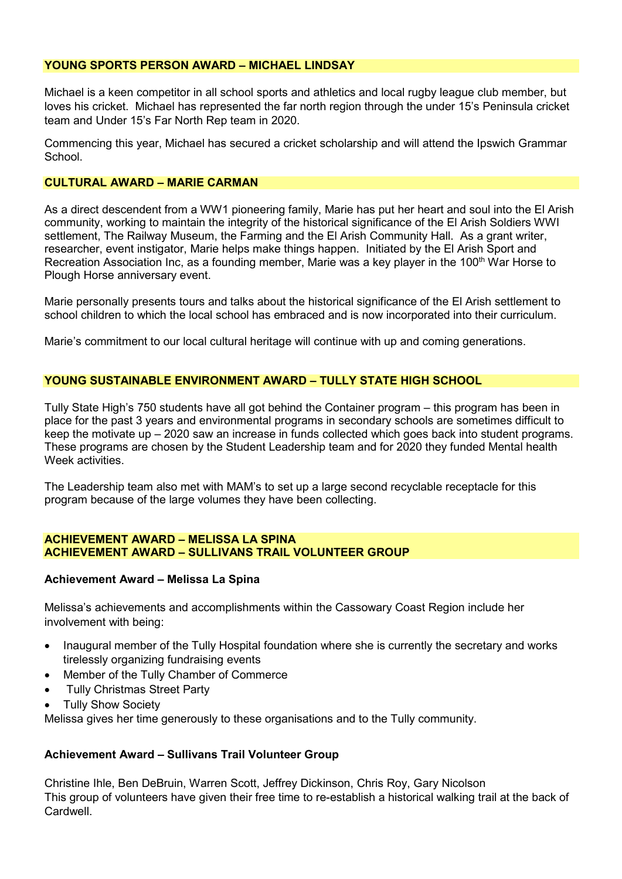## YOUNG SPORTS PERSON AWARD – MICHAEL LINDSAY

Michael is a keen competitor in all school sports and athletics and local rugby league club member, but loves his cricket. Michael has represented the far north region through the under 15's Peninsula cricket team and Under 15's Far North Rep team in 2020.

Commencing this year, Michael has secured a cricket scholarship and will attend the Ipswich Grammar School.

## CULTURAL AWARD – MARIE CARMAN

As a direct descendent from a WW1 pioneering family, Marie has put her heart and soul into the El Arish community, working to maintain the integrity of the historical significance of the El Arish Soldiers WWI settlement, The Railway Museum, the Farming and the El Arish Community Hall. As a grant writer, researcher, event instigator, Marie helps make things happen. Initiated by the El Arish Sport and Recreation Association Inc, as a founding member, Marie was a key player in the 100th War Horse to Plough Horse anniversary event.

Marie personally presents tours and talks about the historical significance of the El Arish settlement to school children to which the local school has embraced and is now incorporated into their curriculum.

Marie's commitment to our local cultural heritage will continue with up and coming generations.

## YOUNG SUSTAINABLE ENVIRONMENT AWARD – TULLY STATE HIGH SCHOOL

Tully State High's 750 students have all got behind the Container program – this program has been in place for the past 3 years and environmental programs in secondary schools are sometimes difficult to keep the motivate up – 2020 saw an increase in funds collected which goes back into student programs. These programs are chosen by the Student Leadership team and for 2020 they funded Mental health Week activities.

The Leadership team also met with MAM's to set up a large second recyclable receptacle for this program because of the large volumes they have been collecting.

## ACHIEVEMENT AWARD – MELISSA LA SPINA
## ACHIEVEMENT AWARD – SULLIVANS TRAIL VOLUNTEER GROUP

**Achievement Award – Melissa La Spina**

Melissa's achievements and accomplishments within the Cassowary Coast Region include her involvement with being:

- Inaugural member of the Tully Hospital foundation where she is currently the secretary and works tirelessly organizing fundraising events
- Member of the Tully Chamber of Commerce
- Tully Christmas Street Party
- Tully Show Society

Melissa gives her time generously to these organisations and to the Tully community.

**Achievement Award – Sullivans Trail Volunteer Group**

Christine Ihle, Ben DeBruin, Warren Scott, Jeffrey Dickinson, Chris Roy, Gary Nicolson
This group of volunteers have given their free time to re-establish a historical walking trail at the back of Cardwell.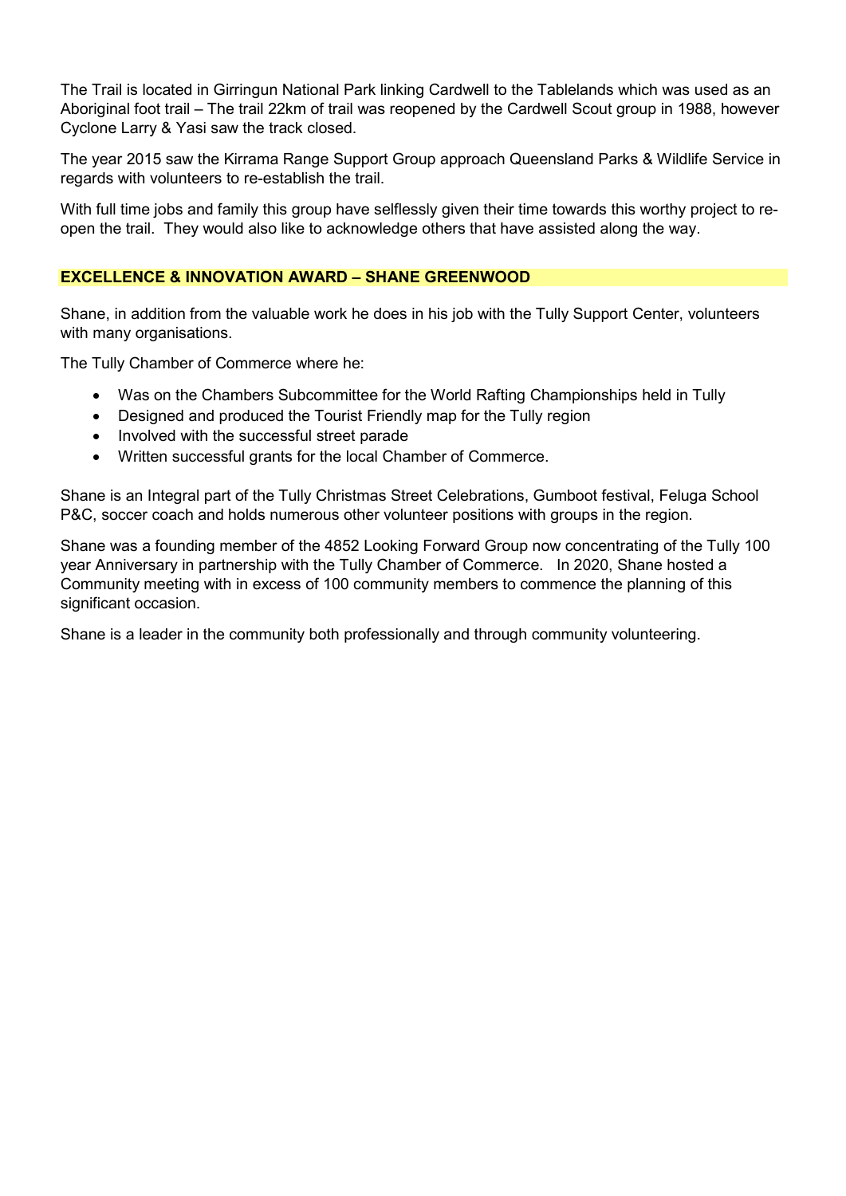The Trail is located in Girringun National Park linking Cardwell to the Tablelands which was used as an Aboriginal foot trail – The trail 22km of trail was reopened by the Cardwell Scout group in 1988, however Cyclone Larry & Yasi saw the track closed.

The year 2015 saw the Kirrama Range Support Group approach Queensland Parks & Wildlife Service in regards with volunteers to re-establish the trail.

With full time jobs and family this group have selflessly given their time towards this worthy project to re-open the trail. They would also like to acknowledge others that have assisted along the way.

**EXCELLENCE & INNOVATION AWARD – SHANE GREENWOOD**

Shane, in addition from the valuable work he does in his job with the Tully Support Center, volunteers with many organisations.

The Tully Chamber of Commerce where he:

- Was on the Chambers Subcommittee for the World Rafting Championships held in Tully
- Designed and produced the Tourist Friendly map for the Tully region
- Involved with the successful street parade
- Written successful grants for the local Chamber of Commerce.

Shane is an Integral part of the Tully Christmas Street Celebrations, Gumboot festival, Feluga School P&C, soccer coach and holds numerous other volunteer positions with groups in the region.

Shane was a founding member of the 4852 Looking Forward Group now concentrating of the Tully 100 year Anniversary in partnership with the Tully Chamber of Commerce. In 2020, Shane hosted a Community meeting with in excess of 100 community members to commence the planning of this significant occasion.

Shane is a leader in the community both professionally and through community volunteering.